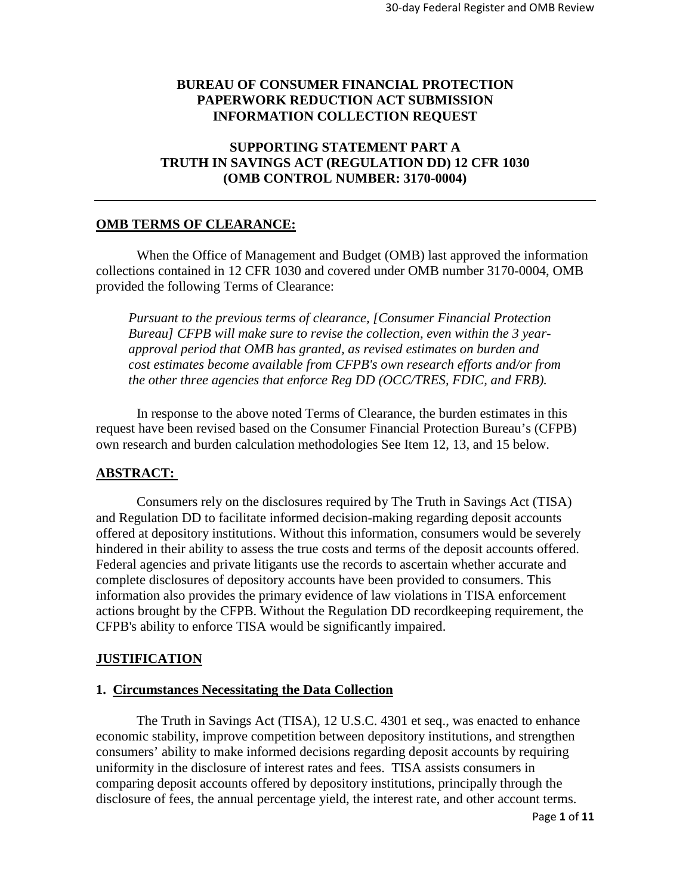# BUREAU OF CONSUMER FINANCIAL PROTECTION
# PAPERWORK REDUCTION ACT SUBMISSION
# INFORMATION COLLECTION REQUEST

## SUPPORTING STATEMENT PART A
## TRUTH IN SAVINGS ACT (REGULATION DD) 12 CFR 1030
## (OMB CONTROL NUMBER: 3170-0004)

---

## OMB TERMS OF CLEARANCE:

When the Office of Management and Budget (OMB) last approved the information collections contained in 12 CFR 1030 and covered under OMB number 3170-0004, OMB provided the following Terms of Clearance:

> *Pursuant to the previous terms of clearance, [Consumer Financial Protection Bureau] CFPB will make sure to revise the collection, even within the 3 year-approval period that OMB has granted, as revised estimates on burden and cost estimates become available from CFPB's own research efforts and/or from the other three agencies that enforce Reg DD (OCC/TRES, FDIC, and FRB).*

In response to the above noted Terms of Clearance, the burden estimates in this request have been revised based on the Consumer Financial Protection Bureau's (CFPB) own research and burden calculation methodologies See Item 12, 13, and 15 below.

## ABSTRACT:

Consumers rely on the disclosures required by The Truth in Savings Act (TISA) and Regulation DD to facilitate informed decision-making regarding deposit accounts offered at depository institutions. Without this information, consumers would be severely hindered in their ability to assess the true costs and terms of the deposit accounts offered. Federal agencies and private litigants use the records to ascertain whether accurate and complete disclosures of depository accounts have been provided to consumers. This information also provides the primary evidence of law violations in TISA enforcement actions brought by the CFPB. Without the Regulation DD recordkeeping requirement, the CFPB's ability to enforce TISA would be significantly impaired.

## JUSTIFICATION

### 1. Circumstances Necessitating the Data Collection

The Truth in Savings Act (TISA), 12 U.S.C. 4301 et seq., was enacted to enhance economic stability, improve competition between depository institutions, and strengthen consumers' ability to make informed decisions regarding deposit accounts by requiring uniformity in the disclosure of interest rates and fees. TISA assists consumers in comparing deposit accounts offered by depository institutions, principally through the disclosure of fees, the annual percentage yield, the interest rate, and other account terms.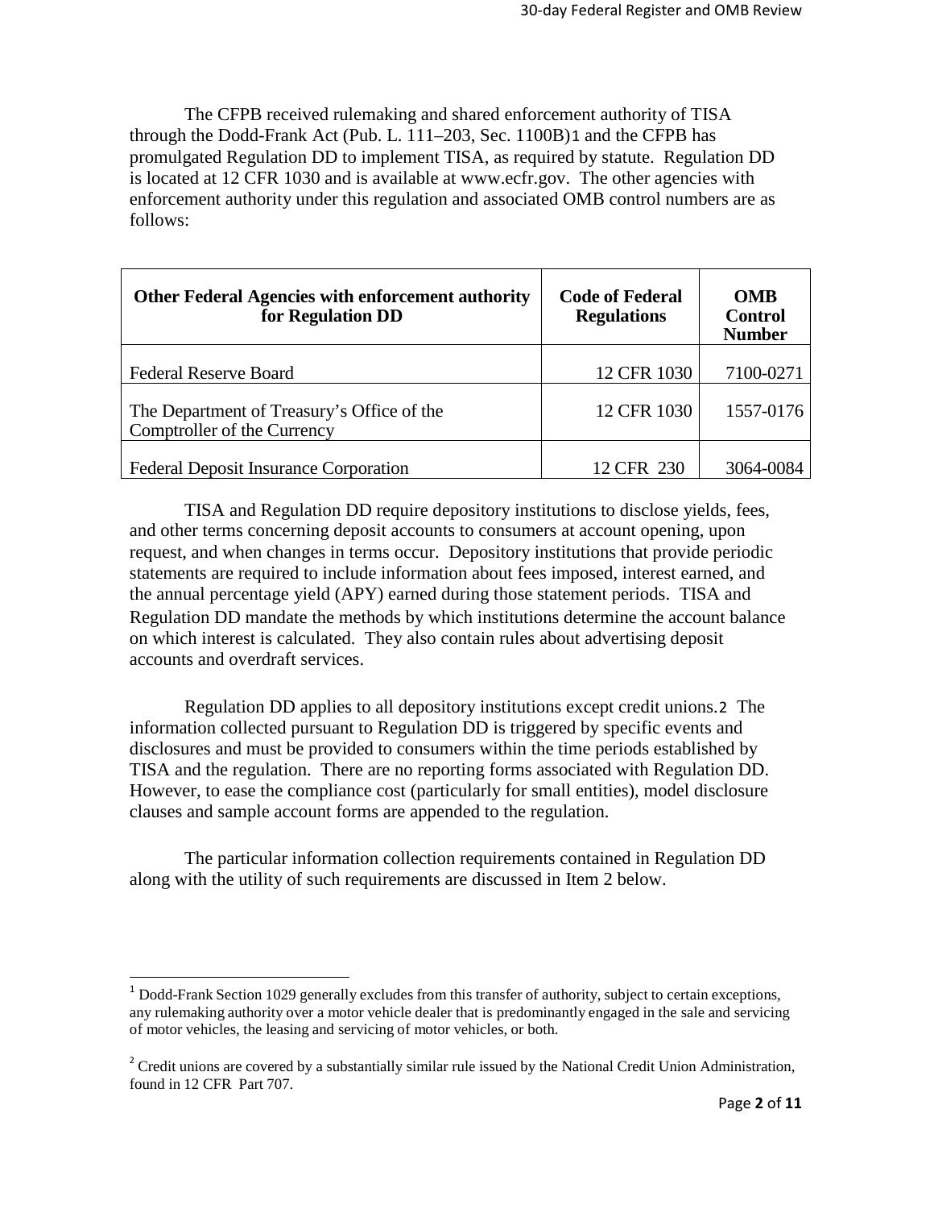The CFPB received rulemaking and shared enforcement authority of TISA through the Dodd-Frank Act (Pub. L. 111–203, Sec. 1100B)[1] and the CFPB has promulgated Regulation DD to implement TISA, as required by statute. Regulation DD is located at 12 CFR 1030 and is available at www.ecfr.gov. The other agencies with enforcement authority under this regulation and associated OMB control numbers are as follows:

| Other Federal Agencies with enforcement authority for Regulation DD | Code of Federal Regulations | OMB Control Number |
|---|---|---|
| Federal Reserve Board | 12 CFR 1030 | 7100-0271 |
| The Department of Treasury's Office of the Comptroller of the Currency | 12 CFR 1030 | 1557-0176 |
| Federal Deposit Insurance Corporation | 12 CFR 230 | 3064-0084 |

TISA and Regulation DD require depository institutions to disclose yields, fees, and other terms concerning deposit accounts to consumers at account opening, upon request, and when changes in terms occur. Depository institutions that provide periodic statements are required to include information about fees imposed, interest earned, and the annual percentage yield (APY) earned during those statement periods. TISA and Regulation DD mandate the methods by which institutions determine the account balance on which interest is calculated. They also contain rules about advertising deposit accounts and overdraft services.

Regulation DD applies to all depository institutions except credit unions.[2] The information collected pursuant to Regulation DD is triggered by specific events and disclosures and must be provided to consumers within the time periods established by TISA and the regulation. There are no reporting forms associated with Regulation DD. However, to ease the compliance cost (particularly for small entities), model disclosure clauses and sample account forms are appended to the regulation.

The particular information collection requirements contained in Regulation DD along with the utility of such requirements are discussed in Item 2 below.

[1] Dodd-Frank Section 1029 generally excludes from this transfer of authority, subject to certain exceptions, any rulemaking authority over a motor vehicle dealer that is predominantly engaged in the sale and servicing of motor vehicles, the leasing and servicing of motor vehicles, or both.

[2] Credit unions are covered by a substantially similar rule issued by the National Credit Union Administration, found in 12 CFR Part 707.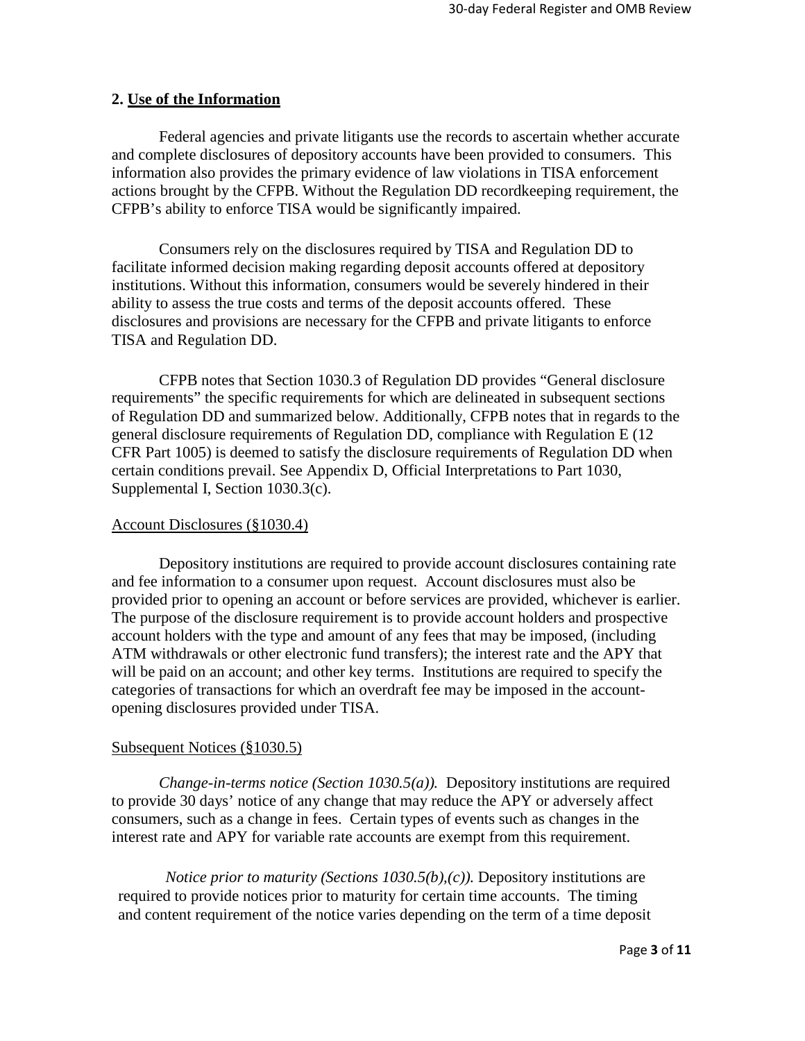## 2. Use of the Information

Federal agencies and private litigants use the records to ascertain whether accurate and complete disclosures of depository accounts have been provided to consumers. This information also provides the primary evidence of law violations in TISA enforcement actions brought by the CFPB. Without the Regulation DD recordkeeping requirement, the CFPB's ability to enforce TISA would be significantly impaired.

Consumers rely on the disclosures required by TISA and Regulation DD to facilitate informed decision making regarding deposit accounts offered at depository institutions. Without this information, consumers would be severely hindered in their ability to assess the true costs and terms of the deposit accounts offered. These disclosures and provisions are necessary for the CFPB and private litigants to enforce TISA and Regulation DD.

CFPB notes that Section 1030.3 of Regulation DD provides "General disclosure requirements" the specific requirements for which are delineated in subsequent sections of Regulation DD and summarized below. Additionally, CFPB notes that in regards to the general disclosure requirements of Regulation DD, compliance with Regulation E (12 CFR Part 1005) is deemed to satisfy the disclosure requirements of Regulation DD when certain conditions prevail. See Appendix D, Official Interpretations to Part 1030, Supplemental I, Section 1030.3(c).

### Account Disclosures (§1030.4)

Depository institutions are required to provide account disclosures containing rate and fee information to a consumer upon request. Account disclosures must also be provided prior to opening an account or before services are provided, whichever is earlier. The purpose of the disclosure requirement is to provide account holders and prospective account holders with the type and amount of any fees that may be imposed, (including ATM withdrawals or other electronic fund transfers); the interest rate and the APY that will be paid on an account; and other key terms. Institutions are required to specify the categories of transactions for which an overdraft fee may be imposed in the account-opening disclosures provided under TISA.

### Subsequent Notices (§1030.5)

*Change-in-terms notice (Section 1030.5(a)).* Depository institutions are required to provide 30 days' notice of any change that may reduce the APY or adversely affect consumers, such as a change in fees. Certain types of events such as changes in the interest rate and APY for variable rate accounts are exempt from this requirement.

*Notice prior to maturity (Sections 1030.5(b),(c)).* Depository institutions are required to provide notices prior to maturity for certain time accounts. The timing and content requirement of the notice varies depending on the term of a time deposit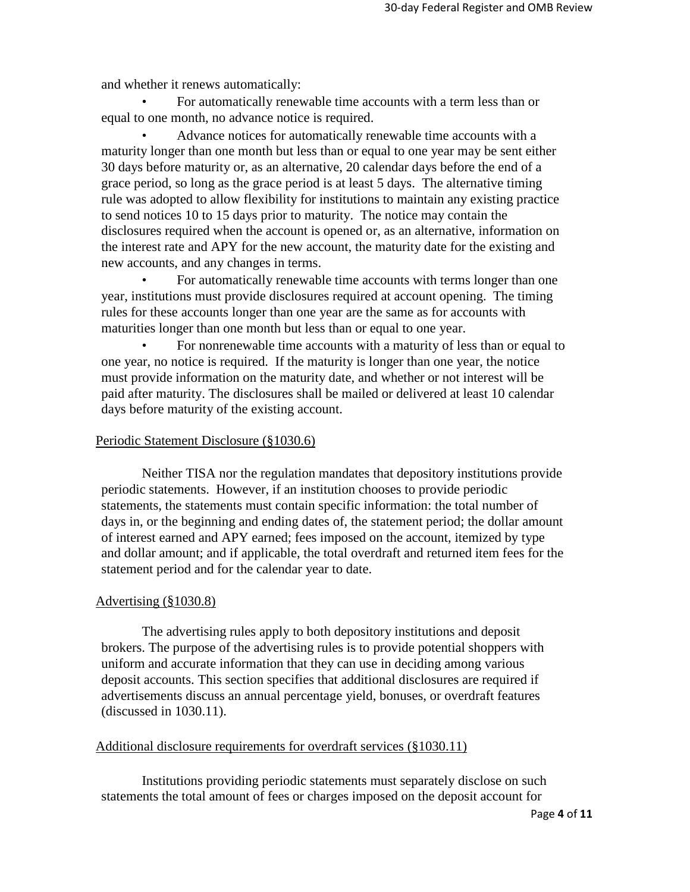and whether it renews automatically:

- For automatically renewable time accounts with a term less than or equal to one month, no advance notice is required.
- Advance notices for automatically renewable time accounts with a maturity longer than one month but less than or equal to one year may be sent either 30 days before maturity or, as an alternative, 20 calendar days before the end of a grace period, so long as the grace period is at least 5 days. The alternative timing rule was adopted to allow flexibility for institutions to maintain any existing practice to send notices 10 to 15 days prior to maturity. The notice may contain the disclosures required when the account is opened or, as an alternative, information on the interest rate and APY for the new account, the maturity date for the existing and new accounts, and any changes in terms.
- For automatically renewable time accounts with terms longer than one year, institutions must provide disclosures required at account opening. The timing rules for these accounts longer than one year are the same as for accounts with maturities longer than one month but less than or equal to one year.
- For nonrenewable time accounts with a maturity of less than or equal to one year, no notice is required. If the maturity is longer than one year, the notice must provide information on the maturity date, and whether or not interest will be paid after maturity. The disclosures shall be mailed or delivered at least 10 calendar days before maturity of the existing account.

Periodic Statement Disclosure (§1030.6)

Neither TISA nor the regulation mandates that depository institutions provide periodic statements. However, if an institution chooses to provide periodic statements, the statements must contain specific information: the total number of days in, or the beginning and ending dates of, the statement period; the dollar amount of interest earned and APY earned; fees imposed on the account, itemized by type and dollar amount; and if applicable, the total overdraft and returned item fees for the statement period and for the calendar year to date.

Advertising (§1030.8)

The advertising rules apply to both depository institutions and deposit brokers. The purpose of the advertising rules is to provide potential shoppers with uniform and accurate information that they can use in deciding among various deposit accounts. This section specifies that additional disclosures are required if advertisements discuss an annual percentage yield, bonuses, or overdraft features (discussed in 1030.11).

Additional disclosure requirements for overdraft services (§1030.11)

Institutions providing periodic statements must separately disclose on such statements the total amount of fees or charges imposed on the deposit account for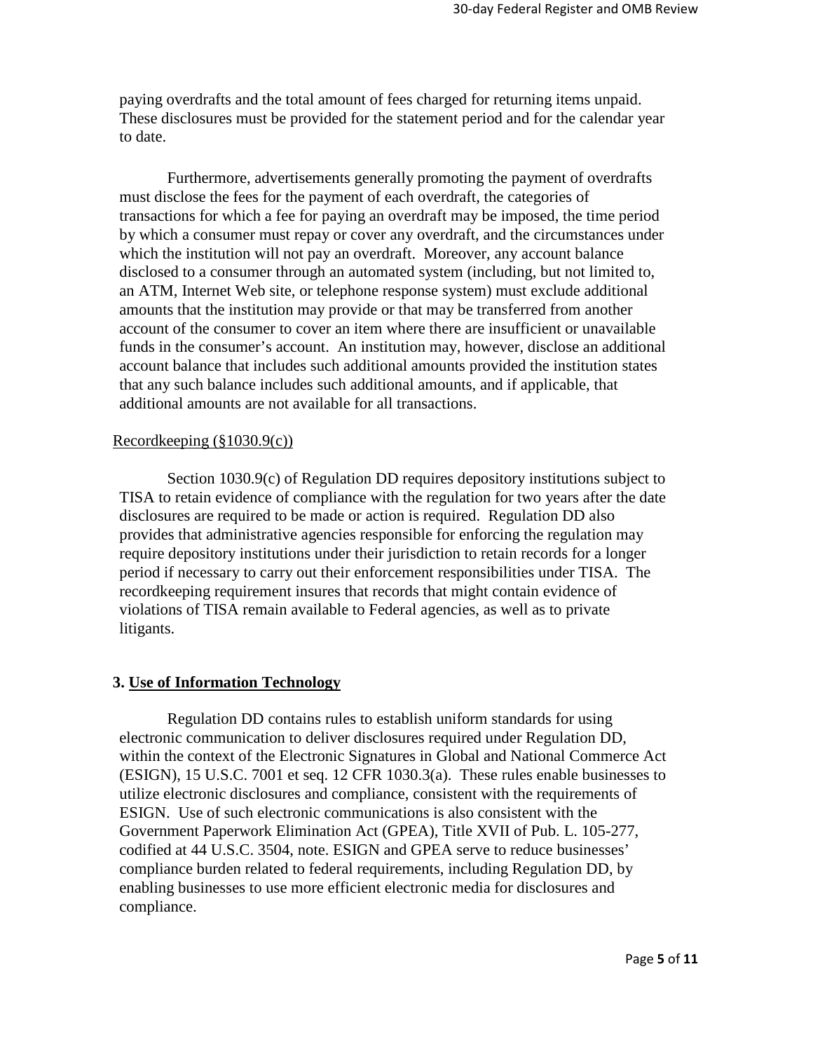paying overdrafts and the total amount of fees charged for returning items unpaid. These disclosures must be provided for the statement period and for the calendar year to date.

Furthermore, advertisements generally promoting the payment of overdrafts must disclose the fees for the payment of each overdraft, the categories of transactions for which a fee for paying an overdraft may be imposed, the time period by which a consumer must repay or cover any overdraft, and the circumstances under which the institution will not pay an overdraft. Moreover, any account balance disclosed to a consumer through an automated system (including, but not limited to, an ATM, Internet Web site, or telephone response system) must exclude additional amounts that the institution may provide or that may be transferred from another account of the consumer to cover an item where there are insufficient or unavailable funds in the consumer's account. An institution may, however, disclose an additional account balance that includes such additional amounts provided the institution states that any such balance includes such additional amounts, and if applicable, that additional amounts are not available for all transactions.

Recordkeeping (§1030.9(c))

Section 1030.9(c) of Regulation DD requires depository institutions subject to TISA to retain evidence of compliance with the regulation for two years after the date disclosures are required to be made or action is required. Regulation DD also provides that administrative agencies responsible for enforcing the regulation may require depository institutions under their jurisdiction to retain records for a longer period if necessary to carry out their enforcement responsibilities under TISA. The recordkeeping requirement insures that records that might contain evidence of violations of TISA remain available to Federal agencies, as well as to private litigants.

## 3. Use of Information Technology

Regulation DD contains rules to establish uniform standards for using electronic communication to deliver disclosures required under Regulation DD, within the context of the Electronic Signatures in Global and National Commerce Act (ESIGN), 15 U.S.C. 7001 et seq. 12 CFR 1030.3(a). These rules enable businesses to utilize electronic disclosures and compliance, consistent with the requirements of ESIGN. Use of such electronic communications is also consistent with the Government Paperwork Elimination Act (GPEA), Title XVII of Pub. L. 105-277, codified at 44 U.S.C. 3504, note. ESIGN and GPEA serve to reduce businesses' compliance burden related to federal requirements, including Regulation DD, by enabling businesses to use more efficient electronic media for disclosures and compliance.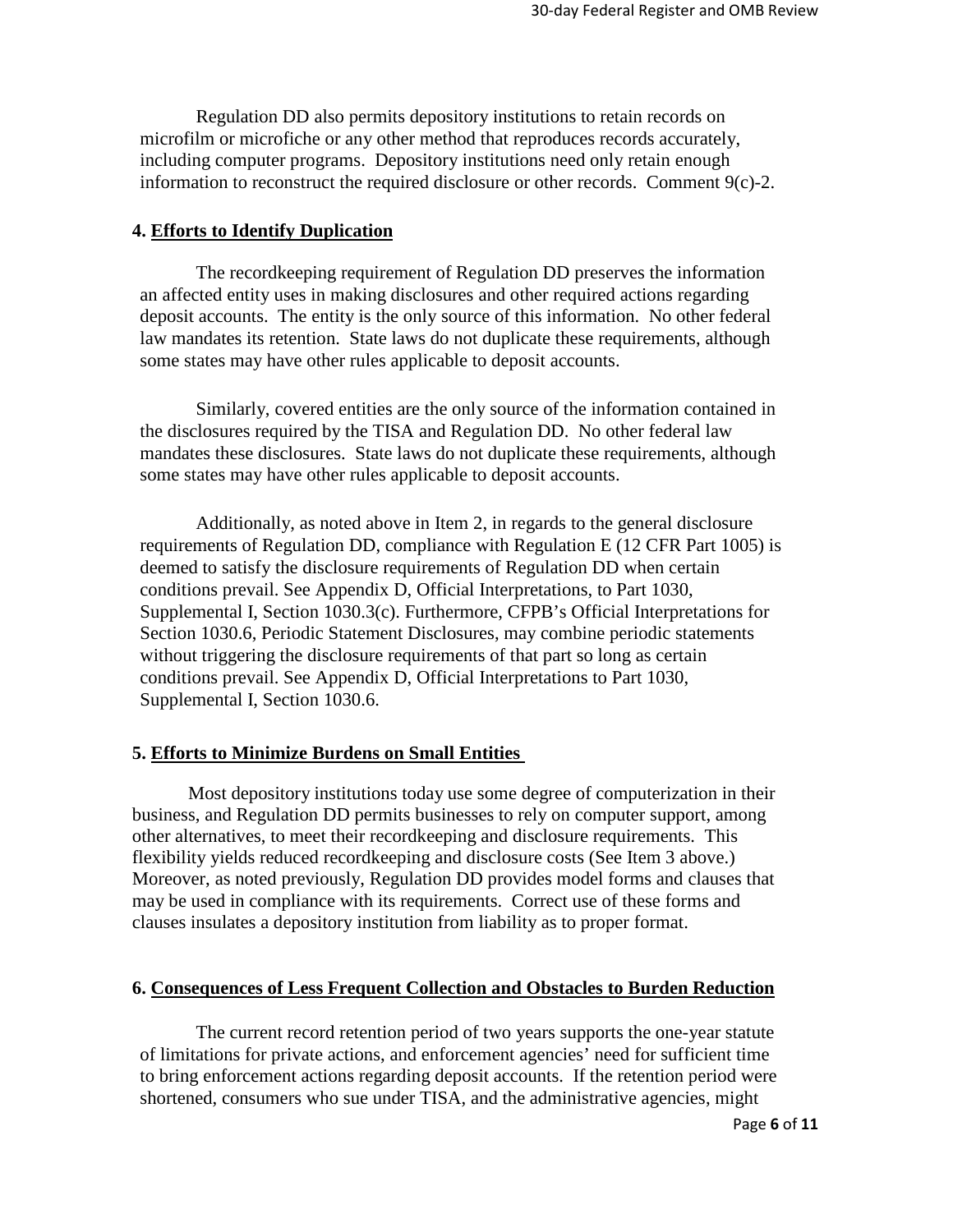Regulation DD also permits depository institutions to retain records on microfilm or microfiche or any other method that reproduces records accurately, including computer programs. Depository institutions need only retain enough information to reconstruct the required disclosure or other records. Comment 9(c)-2.

## 4. Efforts to Identify Duplication

The recordkeeping requirement of Regulation DD preserves the information an affected entity uses in making disclosures and other required actions regarding deposit accounts. The entity is the only source of this information. No other federal law mandates its retention. State laws do not duplicate these requirements, although some states may have other rules applicable to deposit accounts.

Similarly, covered entities are the only source of the information contained in the disclosures required by the TISA and Regulation DD. No other federal law mandates these disclosures. State laws do not duplicate these requirements, although some states may have other rules applicable to deposit accounts.

Additionally, as noted above in Item 2, in regards to the general disclosure requirements of Regulation DD, compliance with Regulation E (12 CFR Part 1005) is deemed to satisfy the disclosure requirements of Regulation DD when certain conditions prevail. See Appendix D, Official Interpretations, to Part 1030, Supplemental I, Section 1030.3(c). Furthermore, CFPB's Official Interpretations for Section 1030.6, Periodic Statement Disclosures, may combine periodic statements without triggering the disclosure requirements of that part so long as certain conditions prevail. See Appendix D, Official Interpretations to Part 1030, Supplemental I, Section 1030.6.

## 5. Efforts to Minimize Burdens on Small Entities

Most depository institutions today use some degree of computerization in their business, and Regulation DD permits businesses to rely on computer support, among other alternatives, to meet their recordkeeping and disclosure requirements. This flexibility yields reduced recordkeeping and disclosure costs (See Item 3 above.) Moreover, as noted previously, Regulation DD provides model forms and clauses that may be used in compliance with its requirements. Correct use of these forms and clauses insulates a depository institution from liability as to proper format.

## 6. Consequences of Less Frequent Collection and Obstacles to Burden Reduction

The current record retention period of two years supports the one-year statute of limitations for private actions, and enforcement agencies' need for sufficient time to bring enforcement actions regarding deposit accounts. If the retention period were shortened, consumers who sue under TISA, and the administrative agencies, might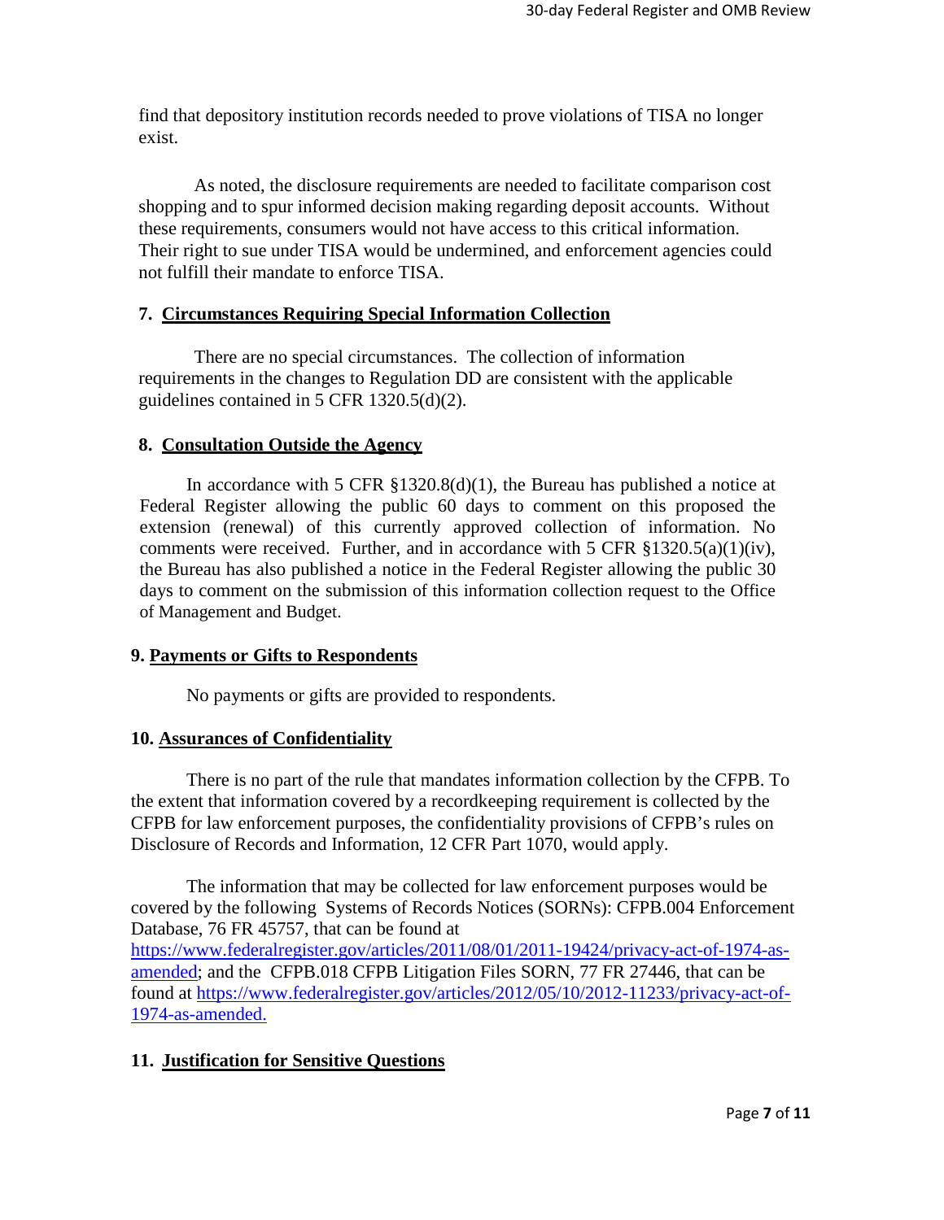find that depository institution records needed to prove violations of TISA no longer exist.

As noted, the disclosure requirements are needed to facilitate comparison cost shopping and to spur informed decision making regarding deposit accounts. Without these requirements, consumers would not have access to this critical information. Their right to sue under TISA would be undermined, and enforcement agencies could not fulfill their mandate to enforce TISA.

## 7. Circumstances Requiring Special Information Collection

There are no special circumstances. The collection of information requirements in the changes to Regulation DD are consistent with the applicable guidelines contained in 5 CFR 1320.5(d)(2).

## 8. Consultation Outside the Agency

In accordance with 5 CFR §1320.8(d)(1), the Bureau has published a notice at Federal Register allowing the public 60 days to comment on this proposed the extension (renewal) of this currently approved collection of information. No comments were received. Further, and in accordance with 5 CFR §1320.5(a)(1)(iv), the Bureau has also published a notice in the Federal Register allowing the public 30 days to comment on the submission of this information collection request to the Office of Management and Budget.

## 9. Payments or Gifts to Respondents

No payments or gifts are provided to respondents.

## 10. Assurances of Confidentiality

There is no part of the rule that mandates information collection by the CFPB. To the extent that information covered by a recordkeeping requirement is collected by the CFPB for law enforcement purposes, the confidentiality provisions of CFPB's rules on Disclosure of Records and Information, 12 CFR Part 1070, would apply.

The information that may be collected for law enforcement purposes would be covered by the following Systems of Records Notices (SORNs): CFPB.004 Enforcement Database, 76 FR 45757, that can be found at https://www.federalregister.gov/articles/2011/08/01/2011-19424/privacy-act-of-1974-as-amended; and the CFPB.018 CFPB Litigation Files SORN, 77 FR 27446, that can be found at https://www.federalregister.gov/articles/2012/05/10/2012-11233/privacy-act-of-1974-as-amended.

## 11. Justification for Sensitive Questions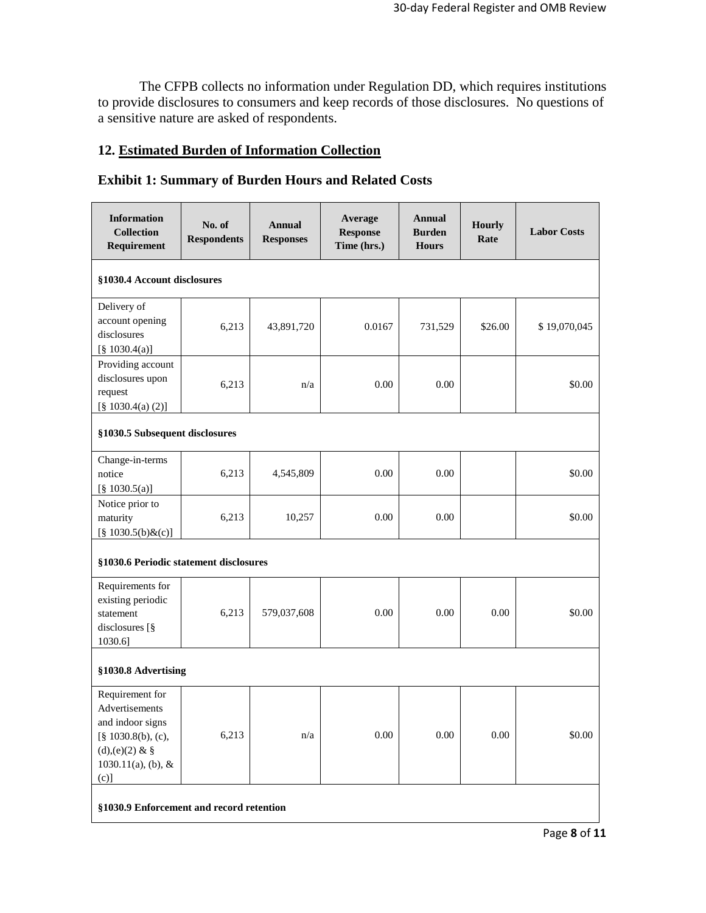The CFPB collects no information under Regulation DD, which requires institutions to provide disclosures to consumers and keep records of those disclosures. No questions of a sensitive nature are asked of respondents.

## 12. Estimated Burden of Information Collection

### Exhibit 1: Summary of Burden Hours and Related Costs

| Information Collection Requirement | No. of Respondents | Annual Responses | Average Response Time (hrs.) | Annual Burden Hours | Hourly Rate | Labor Costs |
|---|---|---|---|---|---|---|
| **§1030.4 Account disclosures** | | | | | | |
| Delivery of account opening disclosures [§ 1030.4(a)] | 6,213 | 43,891,720 | 0.0167 | 731,529 | $26.00 | $ 19,070,045 |
| Providing account disclosures upon request [§ 1030.4(a) (2)] | 6,213 | n/a | 0.00 | 0.00 | | $0.00 |
| **§1030.5 Subsequent disclosures** | | | | | | |
| Change-in-terms notice [§ 1030.5(a)] | 6,213 | 4,545,809 | 0.00 | 0.00 | | $0.00 |
| Notice prior to maturity [§ 1030.5(b)&(c)] | 6,213 | 10,257 | 0.00 | 0.00 | | $0.00 |
| **§1030.6 Periodic statement disclosures** | | | | | | |
| Requirements for existing periodic statement disclosures [§ 1030.6] | 6,213 | 579,037,608 | 0.00 | 0.00 | 0.00 | $0.00 |
| **§1030.8 Advertising** | | | | | | |
| Requirement for Advertisements and indoor signs [§ 1030.8(b), (c), (d),(e)(2) & § 1030.11(a), (b), & (c)] | 6,213 | n/a | 0.00 | 0.00 | 0.00 | $0.00 |
| **§1030.9 Enforcement and record retention** | | | | | | |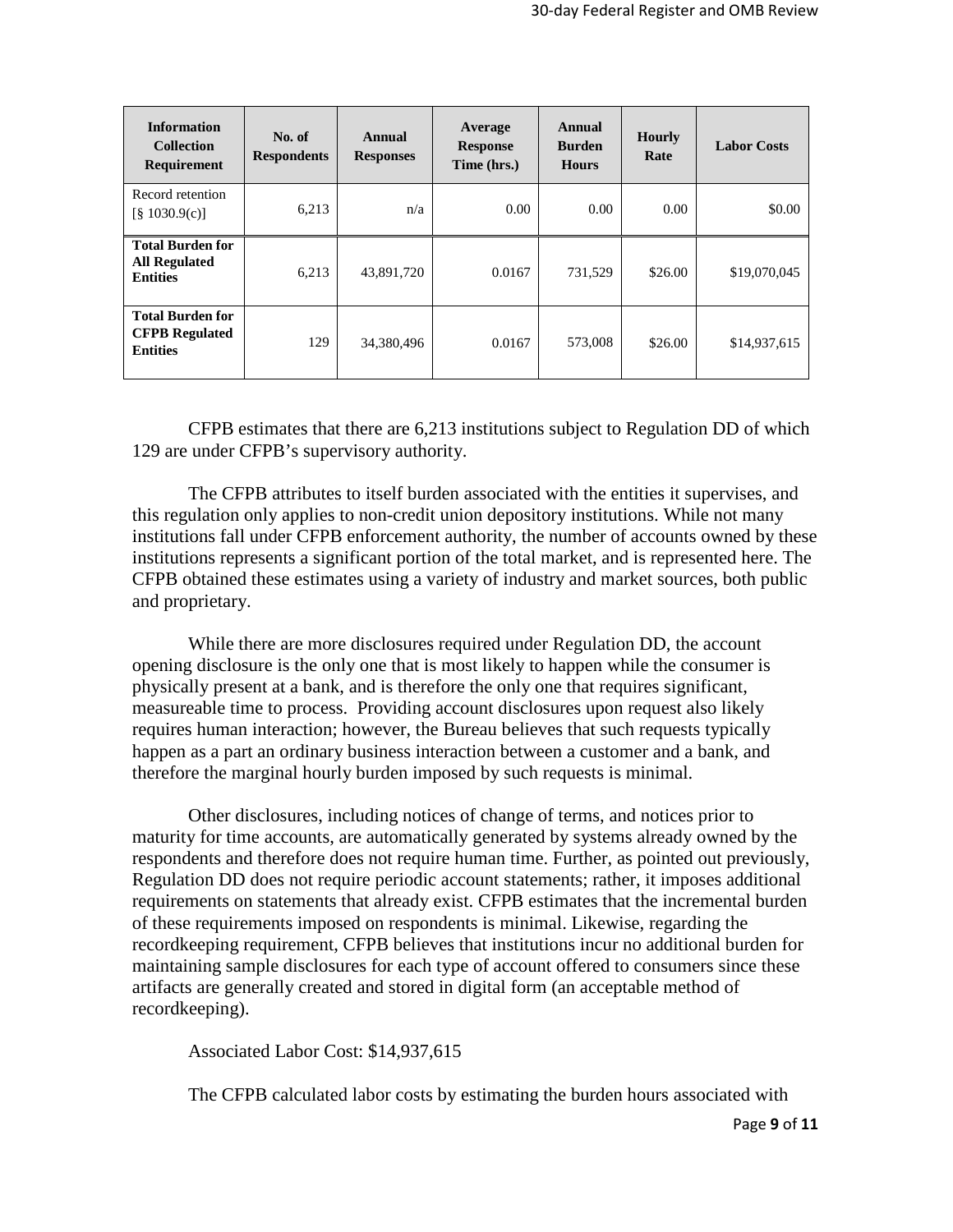| Information Collection Requirement | No. of Respondents | Annual Responses | Average Response Time (hrs.) | Annual Burden Hours | Hourly Rate | Labor Costs |
|---|---|---|---|---|---|---|
| Record retention [§ 1030.9(c)] | 6,213 | n/a | 0.00 | 0.00 | 0.00 | $0.00 |
| **Total Burden for All Regulated Entities** | 6,213 | 43,891,720 | 0.0167 | 731,529 | $26.00 | $19,070,045 |
| **Total Burden for CFPB Regulated Entities** | 129 | 34,380,496 | 0.0167 | 573,008 | $26.00 | $14,937,615 |

CFPB estimates that there are 6,213 institutions subject to Regulation DD of which 129 are under CFPB's supervisory authority.

The CFPB attributes to itself burden associated with the entities it supervises, and this regulation only applies to non-credit union depository institutions. While not many institutions fall under CFPB enforcement authority, the number of accounts owned by these institutions represents a significant portion of the total market, and is represented here. The CFPB obtained these estimates using a variety of industry and market sources, both public and proprietary.

While there are more disclosures required under Regulation DD, the account opening disclosure is the only one that is most likely to happen while the consumer is physically present at a bank, and is therefore the only one that requires significant, measureable time to process. Providing account disclosures upon request also likely requires human interaction; however, the Bureau believes that such requests typically happen as a part an ordinary business interaction between a customer and a bank, and therefore the marginal hourly burden imposed by such requests is minimal.

Other disclosures, including notices of change of terms, and notices prior to maturity for time accounts, are automatically generated by systems already owned by the respondents and therefore does not require human time. Further, as pointed out previously, Regulation DD does not require periodic account statements; rather, it imposes additional requirements on statements that already exist. CFPB estimates that the incremental burden of these requirements imposed on respondents is minimal. Likewise, regarding the recordkeeping requirement, CFPB believes that institutions incur no additional burden for maintaining sample disclosures for each type of account offered to consumers since these artifacts are generally created and stored in digital form (an acceptable method of recordkeeping).

Associated Labor Cost: $14,937,615

The CFPB calculated labor costs by estimating the burden hours associated with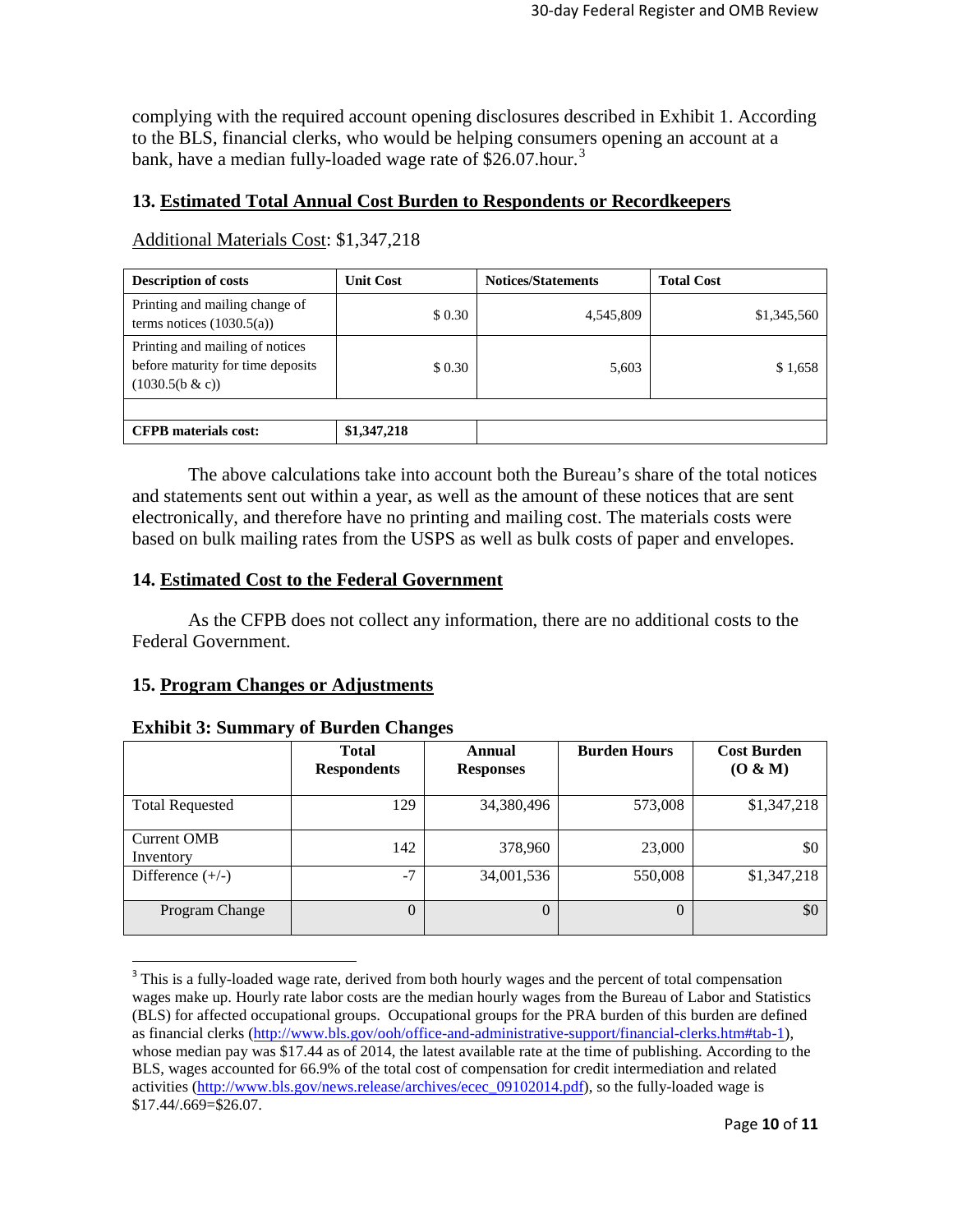complying with the required account opening disclosures described in Exhibit 1. According to the BLS, financial clerks, who would be helping consumers opening an account at a bank, have a median fully-loaded wage rate of $26.07.hour.[3]

## 13. Estimated Total Annual Cost Burden to Respondents or Recordkeepers

Additional Materials Cost: $1,347,218

| Description of costs | Unit Cost | Notices/Statements | Total Cost |
|---|---|---|---|
| Printing and mailing change of terms notices (1030.5(a)) | $ 0.30 | 4,545,809 | $1,345,560 |
| Printing and mailing of notices before maturity for time deposits (1030.5(b & c)) | $ 0.30 | 5,603 | $ 1,658 |
| | | | |
| **CFPB materials cost:** | **$1,347,218** | | |

The above calculations take into account both the Bureau's share of the total notices and statements sent out within a year, as well as the amount of these notices that are sent electronically, and therefore have no printing and mailing cost. The materials costs were based on bulk mailing rates from the USPS as well as bulk costs of paper and envelopes.

## 14. Estimated Cost to the Federal Government

As the CFPB does not collect any information, there are no additional costs to the Federal Government.

## 15. Program Changes or Adjustments

**Exhibit 3: Summary of Burden Changes**

| | Total Respondents | Annual Responses | Burden Hours | Cost Burden (O & M) |
|---|---|---|---|---|
| Total Requested | 129 | 34,380,496 | 573,008 | $1,347,218 |
| Current OMB Inventory | 142 | 378,960 | 23,000 | $0 |
| Difference (+/-) | -7 | 34,001,536 | 550,008 | $1,347,218 |
| Program Change | 0 | 0 | 0 | $0 |

[3] This is a fully-loaded wage rate, derived from both hourly wages and the percent of total compensation wages make up. Hourly rate labor costs are the median hourly wages from the Bureau of Labor and Statistics (BLS) for affected occupational groups. Occupational groups for the PRA burden of this burden are defined as financial clerks (http://www.bls.gov/ooh/office-and-administrative-support/financial-clerks.htm#tab-1), whose median pay was $17.44 as of 2014, the latest available rate at the time of publishing. According to the BLS, wages accounted for 66.9% of the total cost of compensation for credit intermediation and related activities (http://www.bls.gov/news.release/archives/ecec_09102014.pdf), so the fully-loaded wage is $17.44/.669=$26.07.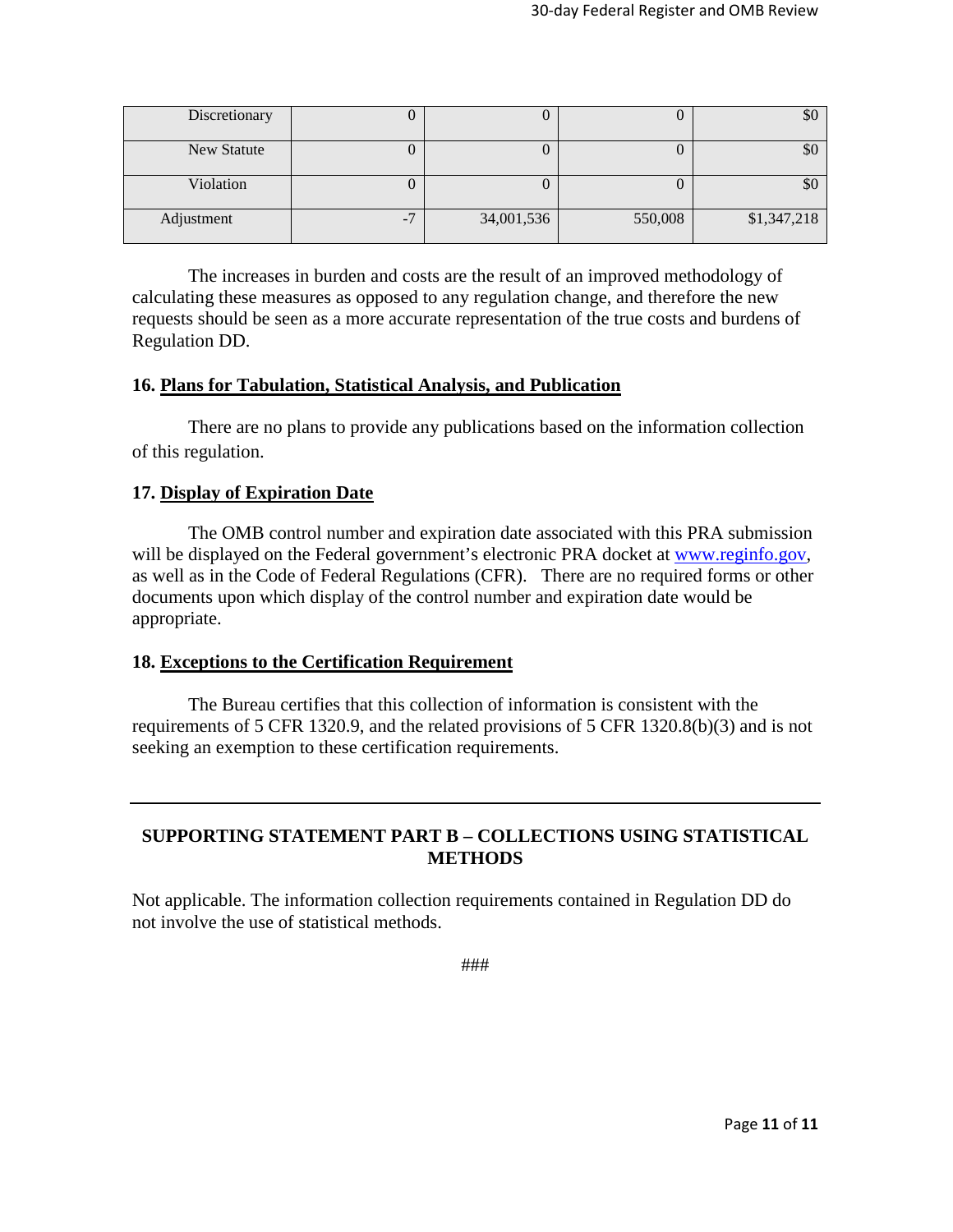| | | | | |
|---|---|---|---|---|
| Discretionary | 0 | 0 | 0 | $0 |
| New Statute | 0 | 0 | 0 | $0 |
| Violation | 0 | 0 | 0 | $0 |
| Adjustment | -7 | 34,001,536 | 550,008 | $1,347,218 |

The increases in burden and costs are the result of an improved methodology of calculating these measures as opposed to any regulation change, and therefore the new requests should be seen as a more accurate representation of the true costs and burdens of Regulation DD.

**16. Plans for Tabulation, Statistical Analysis, and Publication**

There are no plans to provide any publications based on the information collection of this regulation.

**17. Display of Expiration Date**

The OMB control number and expiration date associated with this PRA submission will be displayed on the Federal government's electronic PRA docket at www.reginfo.gov, as well as in the Code of Federal Regulations (CFR). There are no required forms or other documents upon which display of the control number and expiration date would be appropriate.

**18. Exceptions to the Certification Requirement**

The Bureau certifies that this collection of information is consistent with the requirements of 5 CFR 1320.9, and the related provisions of 5 CFR 1320.8(b)(3) and is not seeking an exemption to these certification requirements.

---

## SUPPORTING STATEMENT PART B – COLLECTIONS USING STATISTICAL METHODS

Not applicable. The information collection requirements contained in Regulation DD do not involve the use of statistical methods.

###